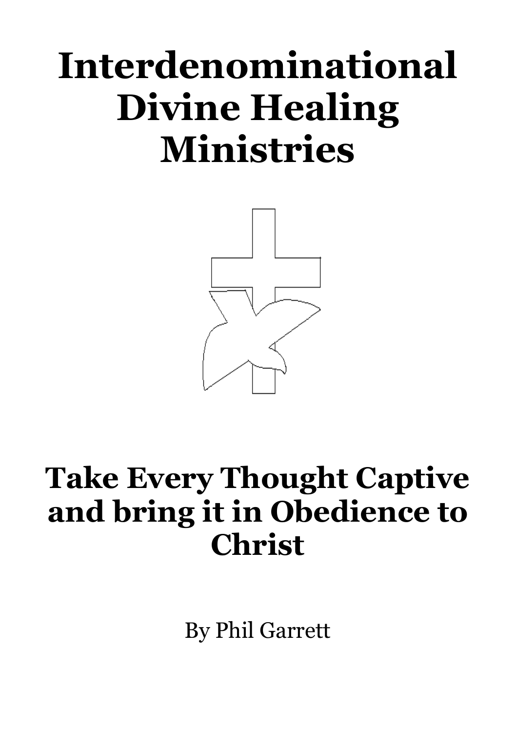# Interdenominational Divine Healing Ministries

## Take Every Thought Captive and bring it in Obedience to Christ

By Phil Garrett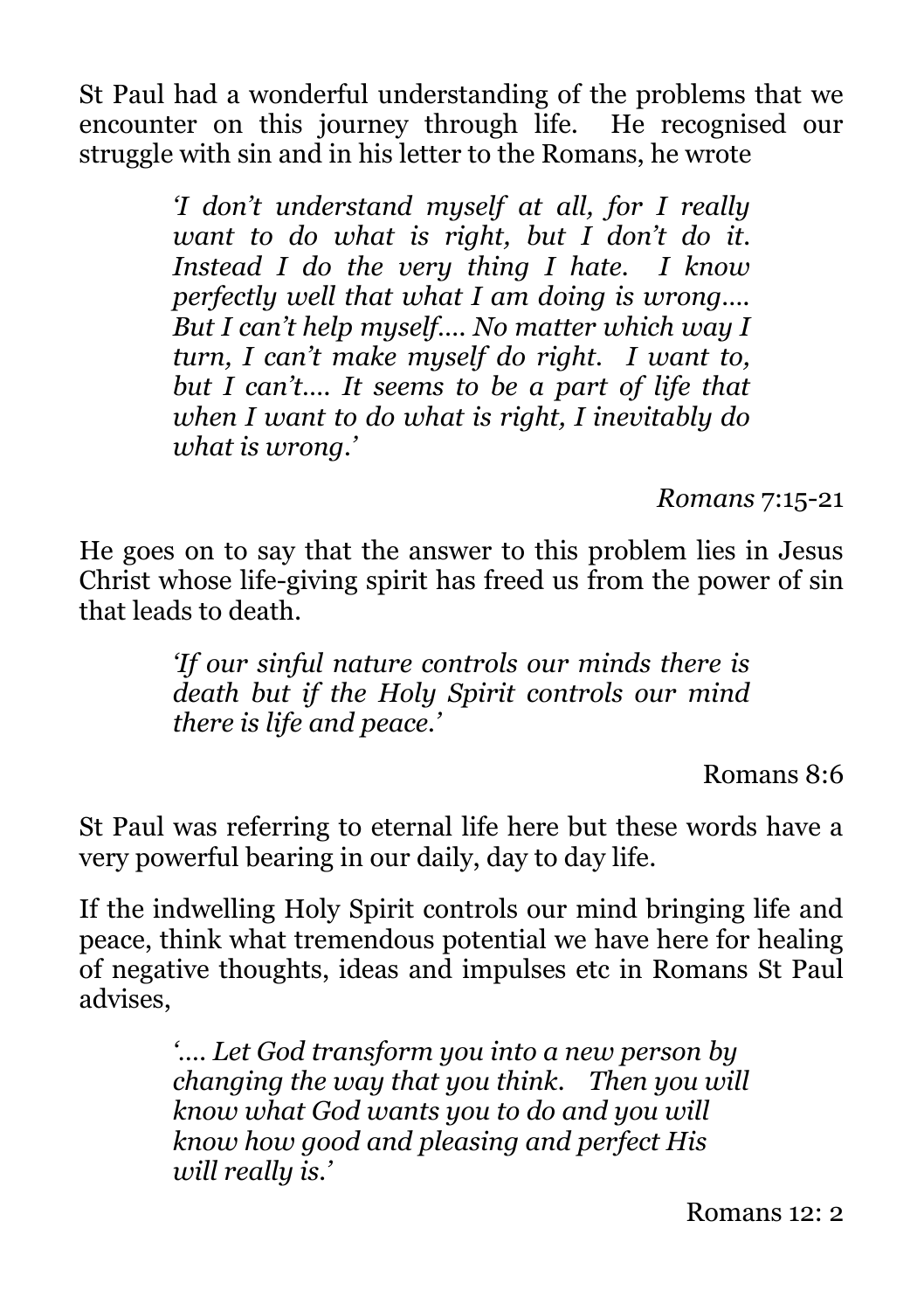St Paul had a wonderful understanding of the problems that we encounter on this journey through life. He recognised our struggle with sin and in his letter to the Romans, he wrote

> *'I don't understand myself at all, for I really want to do what is right, but I don't do it. Instead I do the very thing I hate. I know perfectly well that what I am doing is wrong…. But I can't help myself…. No matter which way I turn, I can't make myself do right. I want to, but I can't…. It seems to be a part of life that when I want to do what is right, I inevitably do what is wrong.'*
>
> *Romans* 7:15-21

He goes on to say that the answer to this problem lies in Jesus Christ whose life-giving spirit has freed us from the power of sin that leads to death.

> *'If our sinful nature controls our minds there is death but if the Holy Spirit controls our mind there is life and peace.'*
>
> Romans 8:6

St Paul was referring to eternal life here but these words have a very powerful bearing in our daily, day to day life.

If the indwelling Holy Spirit controls our mind bringing life and peace, think what tremendous potential we have here for healing of negative thoughts, ideas and impulses etc in Romans St Paul advises,

> *'…. Let God transform you into a new person by changing the way that you think. Then you will know what God wants you to do and you will know how good and pleasing and perfect His will really is.'*
>
> Romans 12: 2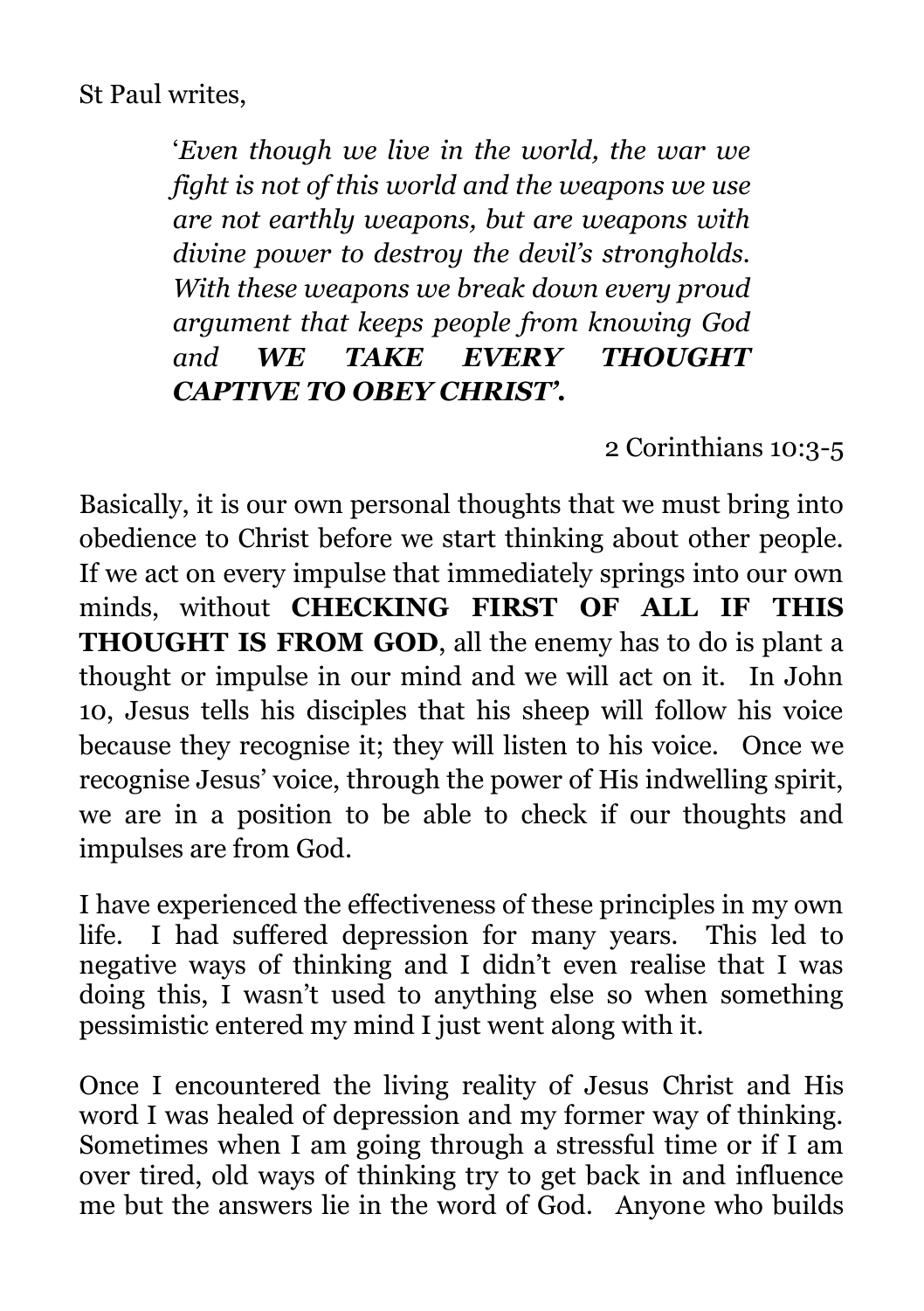St Paul writes,

> '*Even though we live in the world, the war we fight is not of this world and the weapons we use are not earthly weapons, but are weapons with divine power to destroy the devil's strongholds. With these weapons we break down every proud argument that keeps people from knowing God and **WE TAKE EVERY THOUGHT CAPTIVE TO OBEY CHRIST'.***
>
> 2 Corinthians 10:3-5

Basically, it is our own personal thoughts that we must bring into obedience to Christ before we start thinking about other people. If we act on every impulse that immediately springs into our own minds, without **CHECKING FIRST OF ALL IF THIS THOUGHT IS FROM GOD**, all the enemy has to do is plant a thought or impulse in our mind and we will act on it. In John 10, Jesus tells his disciples that his sheep will follow his voice because they recognise it; they will listen to his voice. Once we recognise Jesus' voice, through the power of His indwelling spirit, we are in a position to be able to check if our thoughts and impulses are from God.

I have experienced the effectiveness of these principles in my own life. I had suffered depression for many years. This led to negative ways of thinking and I didn't even realise that I was doing this, I wasn't used to anything else so when something pessimistic entered my mind I just went along with it.

Once I encountered the living reality of Jesus Christ and His word I was healed of depression and my former way of thinking. Sometimes when I am going through a stressful time or if I am over tired, old ways of thinking try to get back in and influence me but the answers lie in the word of God. Anyone who builds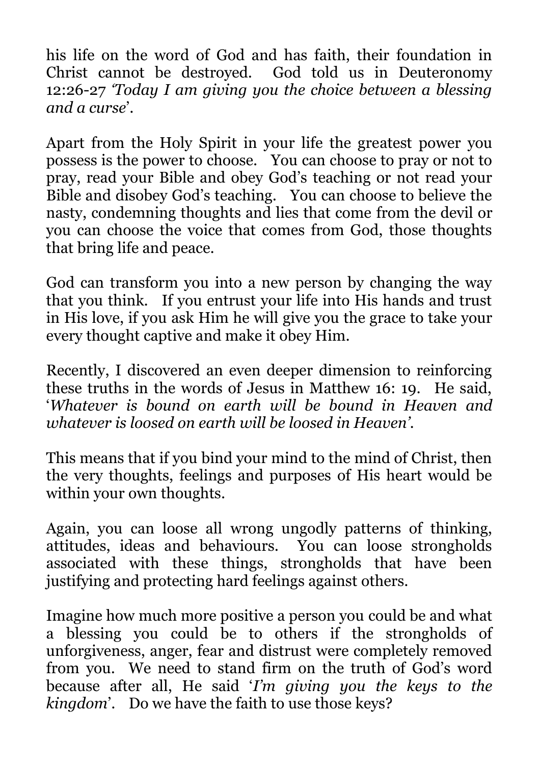his life on the word of God and has faith, their foundation in Christ cannot be destroyed. God told us in Deuteronomy 12:26-27 *'Today I am giving you the choice between a blessing and a curse*'.

Apart from the Holy Spirit in your life the greatest power you possess is the power to choose. You can choose to pray or not to pray, read your Bible and obey God's teaching or not read your Bible and disobey God's teaching. You can choose to believe the nasty, condemning thoughts and lies that come from the devil or you can choose the voice that comes from God, those thoughts that bring life and peace.

God can transform you into a new person by changing the way that you think. If you entrust your life into His hands and trust in His love, if you ask Him he will give you the grace to take your every thought captive and make it obey Him.

Recently, I discovered an even deeper dimension to reinforcing these truths in the words of Jesus in Matthew 16: 19. He said, '*Whatever is bound on earth will be bound in Heaven and whatever is loosed on earth will be loosed in Heaven'*.

This means that if you bind your mind to the mind of Christ, then the very thoughts, feelings and purposes of His heart would be within your own thoughts.

Again, you can loose all wrong ungodly patterns of thinking, attitudes, ideas and behaviours. You can loose strongholds associated with these things, strongholds that have been justifying and protecting hard feelings against others.

Imagine how much more positive a person you could be and what a blessing you could be to others if the strongholds of unforgiveness, anger, fear and distrust were completely removed from you. We need to stand firm on the truth of God's word because after all, He said '*I'm giving you the keys to the kingdom*'. Do we have the faith to use those keys?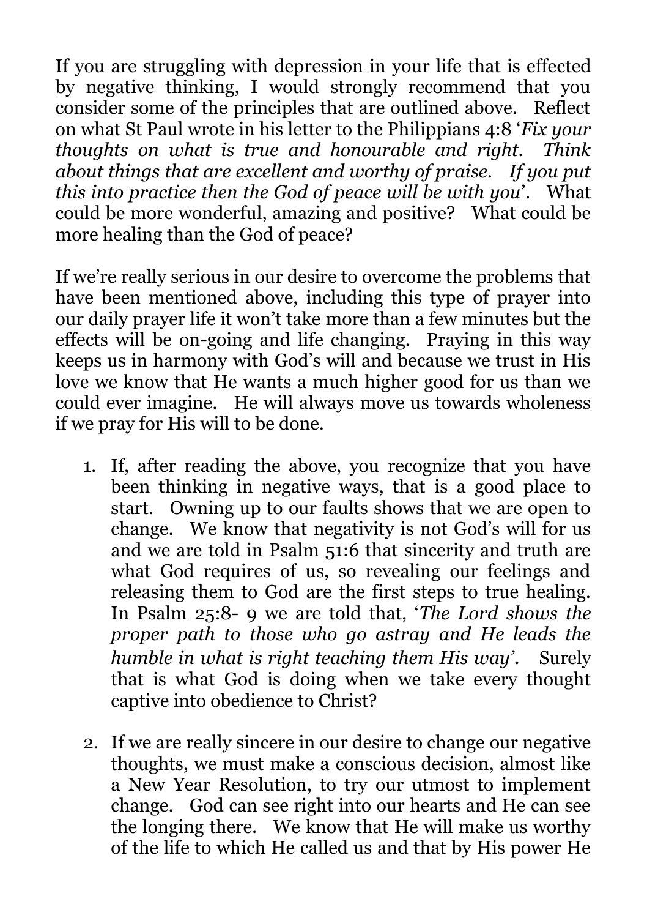If you are struggling with depression in your life that is effected by negative thinking, I would strongly recommend that you consider some of the principles that are outlined above. Reflect on what St Paul wrote in his letter to the Philippians 4:8 '*Fix your thoughts on what is true and honourable and right. Think about things that are excellent and worthy of praise. If you put this into practice then the God of peace will be with you*'. What could be more wonderful, amazing and positive? What could be more healing than the God of peace?

If we're really serious in our desire to overcome the problems that have been mentioned above, including this type of prayer into our daily prayer life it won't take more than a few minutes but the effects will be on-going and life changing. Praying in this way keeps us in harmony with God's will and because we trust in His love we know that He wants a much higher good for us than we could ever imagine. He will always move us towards wholeness if we pray for His will to be done.

1. If, after reading the above, you recognize that you have been thinking in negative ways, that is a good place to start. Owning up to our faults shows that we are open to change. We know that negativity is not God's will for us and we are told in Psalm 51:6 that sincerity and truth are what God requires of us, so revealing our feelings and releasing them to God are the first steps to true healing. In Psalm 25:8- 9 we are told that, '*The Lord shows the proper path to those who go astray and He leads the humble in what is right teaching them His way'*. Surely that is what God is doing when we take every thought captive into obedience to Christ?

2. If we are really sincere in our desire to change our negative thoughts, we must make a conscious decision, almost like a New Year Resolution, to try our utmost to implement change. God can see right into our hearts and He can see the longing there. We know that He will make us worthy of the life to which He called us and that by His power He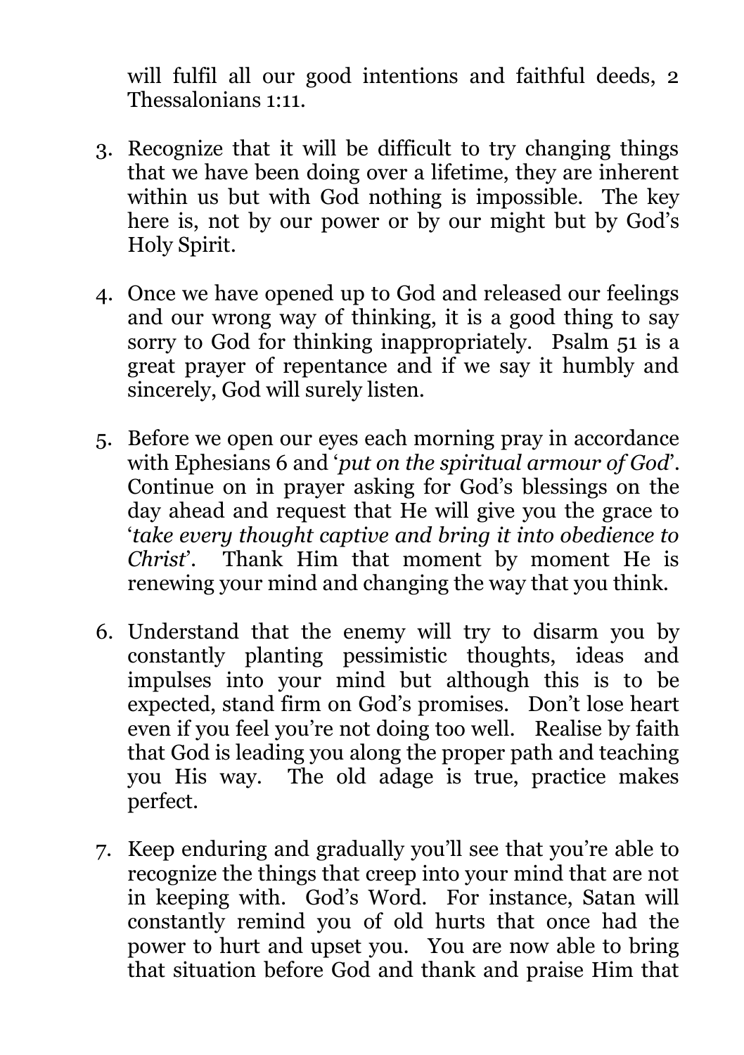will fulfil all our good intentions and faithful deeds, 2 Thessalonians 1:11.

3. Recognize that it will be difficult to try changing things that we have been doing over a lifetime, they are inherent within us but with God nothing is impossible. The key here is, not by our power or by our might but by God's Holy Spirit.

4. Once we have opened up to God and released our feelings and our wrong way of thinking, it is a good thing to say sorry to God for thinking inappropriately. Psalm 51 is a great prayer of repentance and if we say it humbly and sincerely, God will surely listen.

5. Before we open our eyes each morning pray in accordance with Ephesians 6 and '*put on the spiritual armour of God*'. Continue on in prayer asking for God's blessings on the day ahead and request that He will give you the grace to '*take every thought captive and bring it into obedience to Christ*'. Thank Him that moment by moment He is renewing your mind and changing the way that you think.

6. Understand that the enemy will try to disarm you by constantly planting pessimistic thoughts, ideas and impulses into your mind but although this is to be expected, stand firm on God's promises. Don't lose heart even if you feel you're not doing too well. Realise by faith that God is leading you along the proper path and teaching you His way. The old adage is true, practice makes perfect.

7. Keep enduring and gradually you'll see that you're able to recognize the things that creep into your mind that are not in keeping with. God's Word. For instance, Satan will constantly remind you of old hurts that once had the power to hurt and upset you. You are now able to bring that situation before God and thank and praise Him that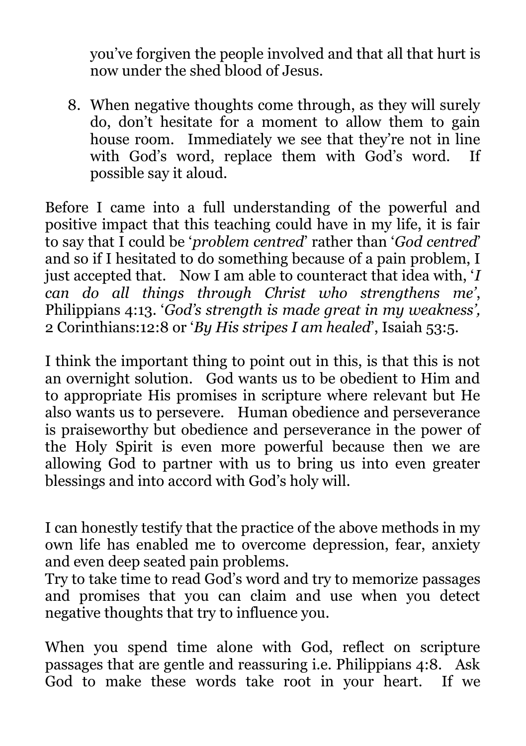you've forgiven the people involved and that all that hurt is now under the shed blood of Jesus.

8. When negative thoughts come through, as they will surely do, don't hesitate for a moment to allow them to gain house room. Immediately we see that they're not in line with God's word, replace them with God's word. If possible say it aloud.

Before I came into a full understanding of the powerful and positive impact that this teaching could have in my life, it is fair to say that I could be '*problem centred*' rather than '*God centred*' and so if I hesitated to do something because of a pain problem, I just accepted that. Now I am able to counteract that idea with, '*I can do all things through Christ who strengthens me*', Philippians 4:13. '*God's strength is made great in my weakness',* 2 Corinthians:12:8 or '*By His stripes I am healed*', Isaiah 53:5.

I think the important thing to point out in this, is that this is not an overnight solution. God wants us to be obedient to Him and to appropriate His promises in scripture where relevant but He also wants us to persevere. Human obedience and perseverance is praiseworthy but obedience and perseverance in the power of the Holy Spirit is even more powerful because then we are allowing God to partner with us to bring us into even greater blessings and into accord with God's holy will.

I can honestly testify that the practice of the above methods in my own life has enabled me to overcome depression, fear, anxiety and even deep seated pain problems.
Try to take time to read God's word and try to memorize passages and promises that you can claim and use when you detect negative thoughts that try to influence you.

When you spend time alone with God, reflect on scripture passages that are gentle and reassuring i.e. Philippians 4:8. Ask God to make these words take root in your heart. If we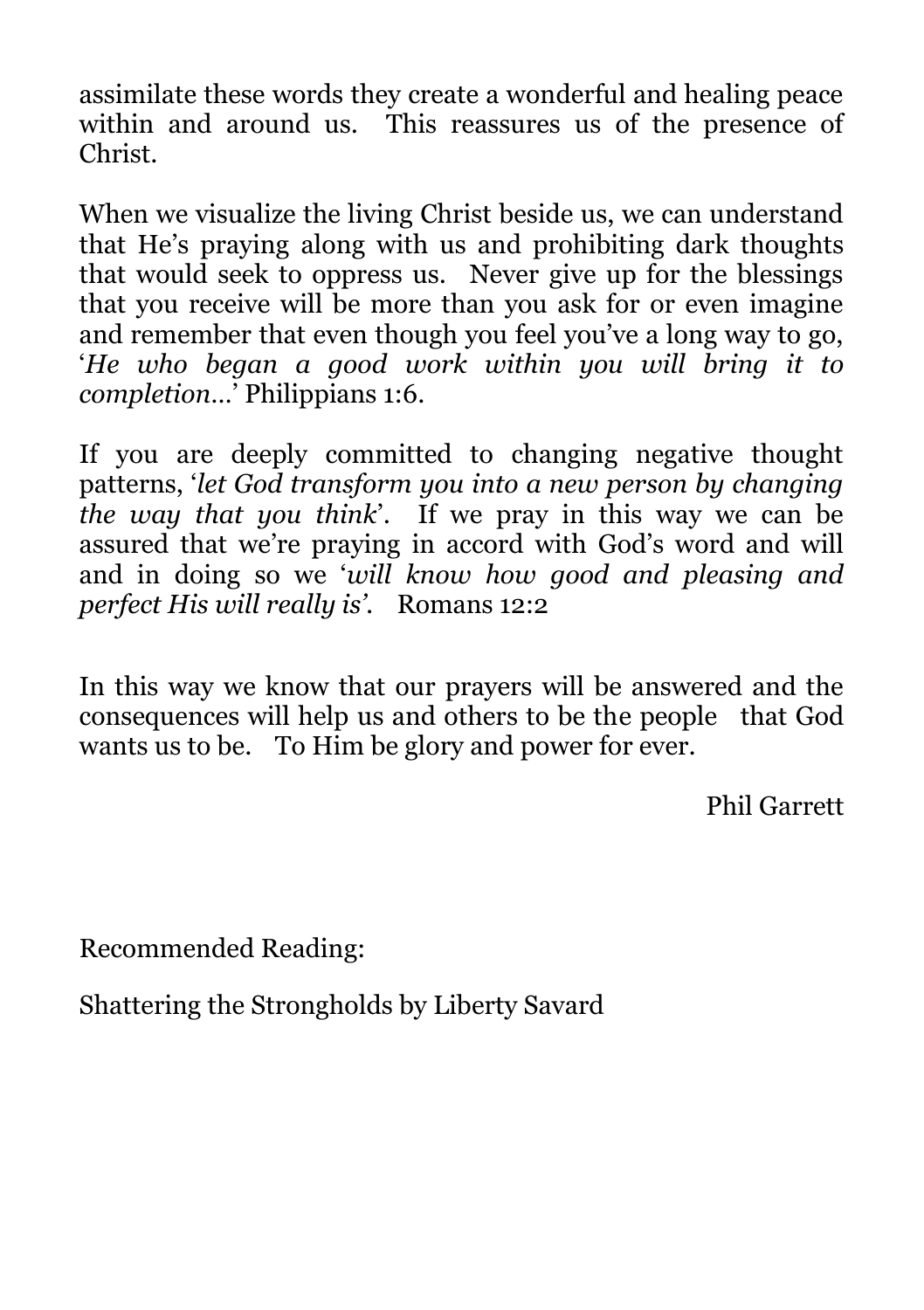assimilate these words they create a wonderful and healing peace within and around us. This reassures us of the presence of Christ.

When we visualize the living Christ beside us, we can understand that He's praying along with us and prohibiting dark thoughts that would seek to oppress us. Never give up for the blessings that you receive will be more than you ask for or even imagine and remember that even though you feel you've a long way to go, '*He who began a good work within you will bring it to completion…*' Philippians 1:6.

If you are deeply committed to changing negative thought patterns, '*let God transform you into a new person by changing the way that you think*'. If we pray in this way we can be assured that we're praying in accord with God's word and will and in doing so we '*will know how good and pleasing and perfect His will really is'*. Romans 12:2

In this way we know that our prayers will be answered and the consequences will help us and others to be the people that God wants us to be. To Him be glory and power for ever.

Phil Garrett

Recommended Reading:

Shattering the Strongholds by Liberty Savard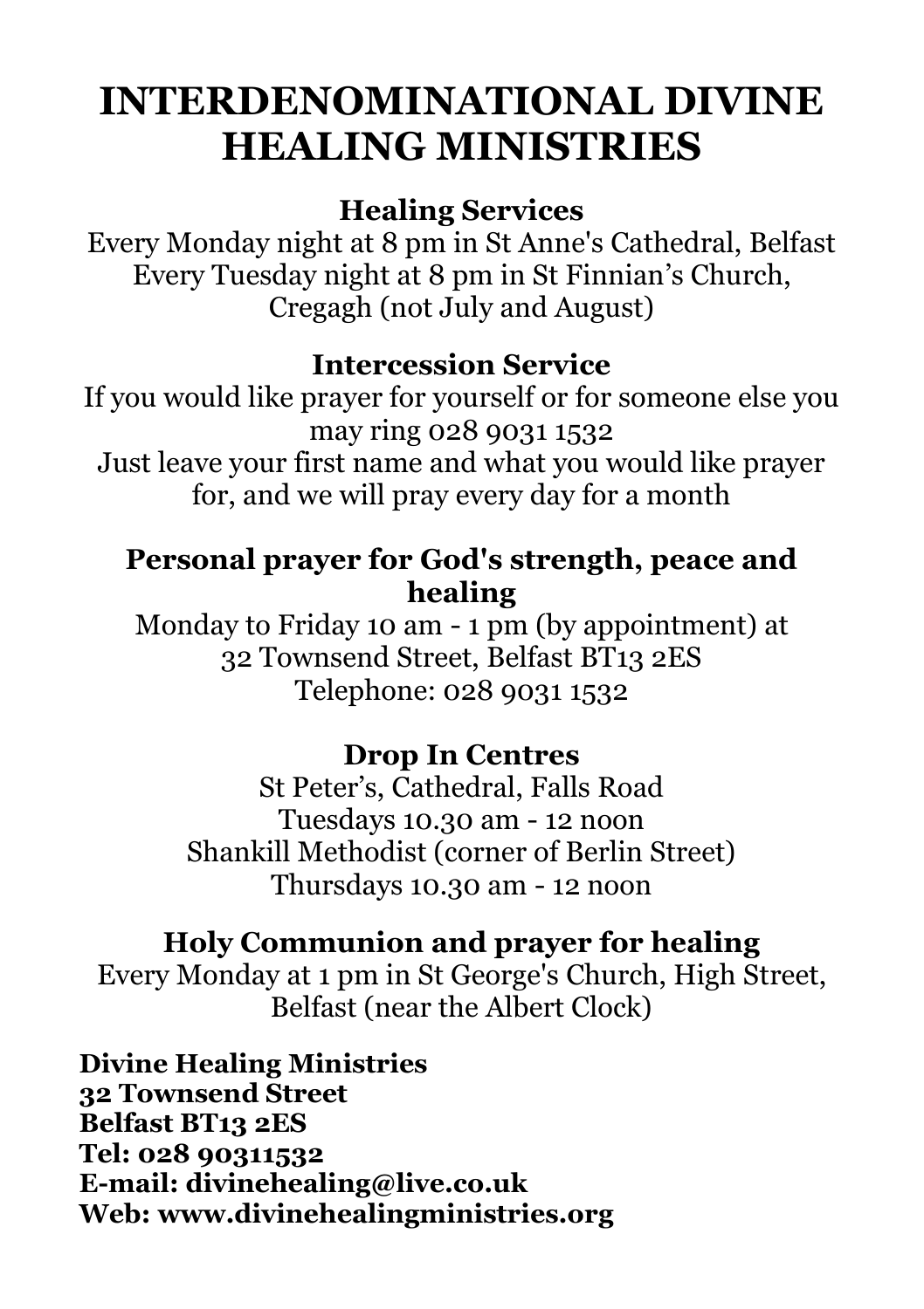# INTERDENOMINATIONAL DIVINE HEALING MINISTRIES

## Healing Services

Every Monday night at 8 pm in St Anne's Cathedral, Belfast
Every Tuesday night at 8 pm in St Finnian's Church, Cregagh (not July and August)

## Intercession Service

If you would like prayer for yourself or for someone else you may ring 028 9031 1532
Just leave your first name and what you would like prayer for, and we will pray every day for a month

## Personal prayer for God's strength, peace and healing

Monday to Friday 10 am - 1 pm (by appointment) at
32 Townsend Street, Belfast BT13 2ES
Telephone: 028 9031 1532

## Drop In Centres

St Peter's, Cathedral, Falls Road
Tuesdays 10.30 am - 12 noon
Shankill Methodist (corner of Berlin Street)
Thursdays 10.30 am - 12 noon

## Holy Communion and prayer for healing

Every Monday at 1 pm in St George's Church, High Street, Belfast (near the Albert Clock)

**Divine Healing Ministries**
**32 Townsend Street**
**Belfast BT13 2ES**
**Tel: 028 90311532**
**E-mail: divinehealing@live.co.uk**
**Web: www.divinehealingministries.org**